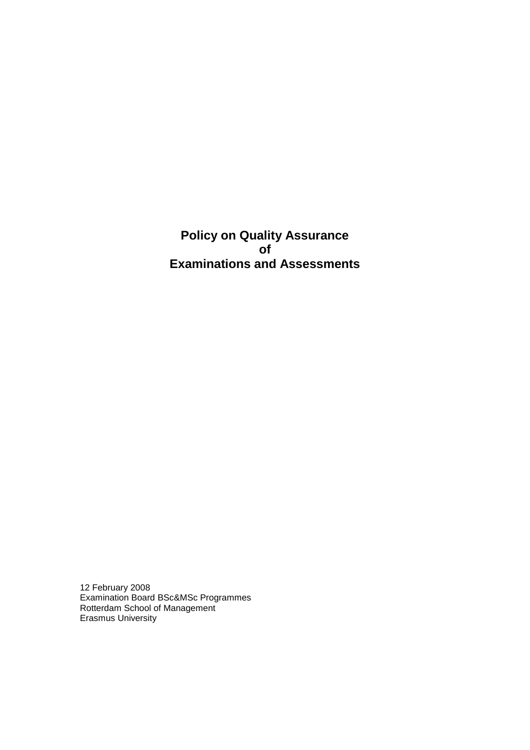# Policy on Quality Assurance
# of
# Examinations and Assessments

12 February 2008
Examination Board BSc&MSc Programmes
Rotterdam School of Management
Erasmus University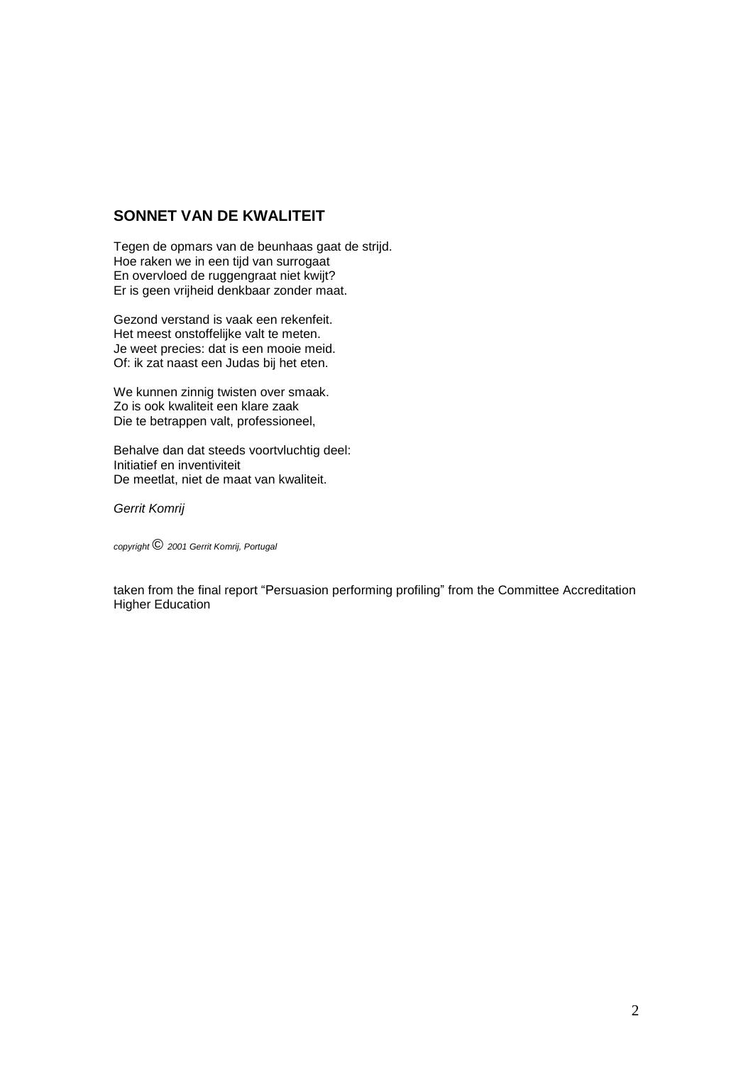## SONNET VAN DE KWALITEIT

Tegen de opmars van de beunhaas gaat de strijd.  
Hoe raken we in een tijd van surrogaat  
En overvloed de ruggengraat niet kwijt?  
Er is geen vrijheid denkbaar zonder maat.

Gezond verstand is vaak een rekenfeit.  
Het meest onstoffelijke valt te meten.  
Je weet precies: dat is een mooie meid.  
Of: ik zat naast een Judas bij het eten.

We kunnen zinnig twisten over smaak.  
Zo is ook kwaliteit een klare zaak  
Die te betrappen valt, professioneel,

Behalve dan dat steeds voortvluchtig deel:  
Initiatief en inventiviteit  
De meetlat, niet de maat van kwaliteit.

*Gerrit Komrij*

*copyright © 2001 Gerrit Komrij, Portugal*

taken from the final report “Persuasion performing profiling” from the Committee Accreditation Higher Education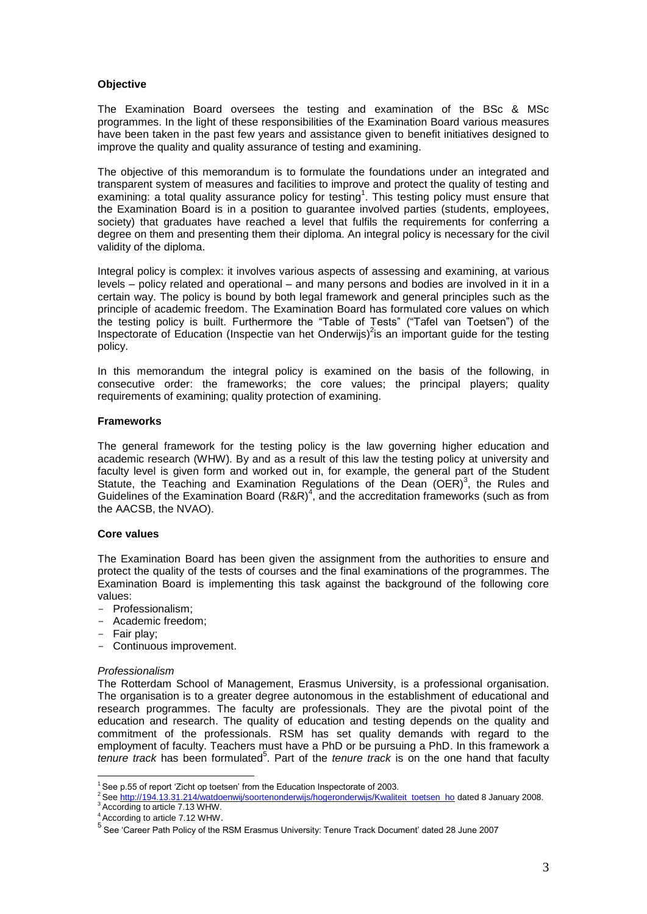**Objective**

The Examination Board oversees the testing and examination of the BSc & MSc programmes. In the light of these responsibilities of the Examination Board various measures have been taken in the past few years and assistance given to benefit initiatives designed to improve the quality and quality assurance of testing and examining.

The objective of this memorandum is to formulate the foundations under an integrated and transparent system of measures and facilities to improve and protect the quality of testing and examining: a total quality assurance policy for testing[1]. This testing policy must ensure that the Examination Board is in a position to guarantee involved parties (students, employees, society) that graduates have reached a level that fulfils the requirements for conferring a degree on them and presenting them their diploma. An integral policy is necessary for the civil validity of the diploma.

Integral policy is complex: it involves various aspects of assessing and examining, at various levels – policy related and operational – and many persons and bodies are involved in it in a certain way. The policy is bound by both legal framework and general principles such as the principle of academic freedom. The Examination Board has formulated core values on which the testing policy is built. Furthermore the "Table of Tests" ("Tafel van Toetsen") of the Inspectorate of Education (Inspectie van het Onderwijs)[2] is an important guide for the testing policy.

In this memorandum the integral policy is examined on the basis of the following, in consecutive order: the frameworks; the core values; the principal players; quality requirements of examining; quality protection of examining.

**Frameworks**

The general framework for the testing policy is the law governing higher education and academic research (WHW). By and as a result of this law the testing policy at university and faculty level is given form and worked out in, for example, the general part of the Student Statute, the Teaching and Examination Regulations of the Dean (OER)[3], the Rules and Guidelines of the Examination Board (R&R)[4], and the accreditation frameworks (such as from the AACSB, the NVAO).

**Core values**

The Examination Board has been given the assignment from the authorities to ensure and protect the quality of the tests of courses and the final examinations of the programmes. The Examination Board is implementing this task against the background of the following core values:

- Professionalism;
- Academic freedom;
- Fair play;
- Continuous improvement.

*Professionalism*

The Rotterdam School of Management, Erasmus University, is a professional organisation. The organisation is to a greater degree autonomous in the establishment of educational and research programmes. The faculty are professionals. They are the pivotal point of the education and research. The quality of education and testing depends on the quality and commitment of the professionals. RSM has set quality demands with regard to the employment of faculty. Teachers must have a PhD or be pursuing a PhD. In this framework a *tenure track* has been formulated[5]. Part of the *tenure track* is on the one hand that faculty

---

[1] See p.55 of report 'Zicht op toetsen' from the Education Inspectorate of 2003.

[2] See http://194.13.31.214/watdoenwij/soortenonderwijs/hogeronderwijs/Kwaliteit_toetsen_ho dated 8 January 2008.

[3] According to article 7.13 WHW.

[4] According to article 7.12 WHW.

[5] See 'Career Path Policy of the RSM Erasmus University: Tenure Track Document' dated 28 June 2007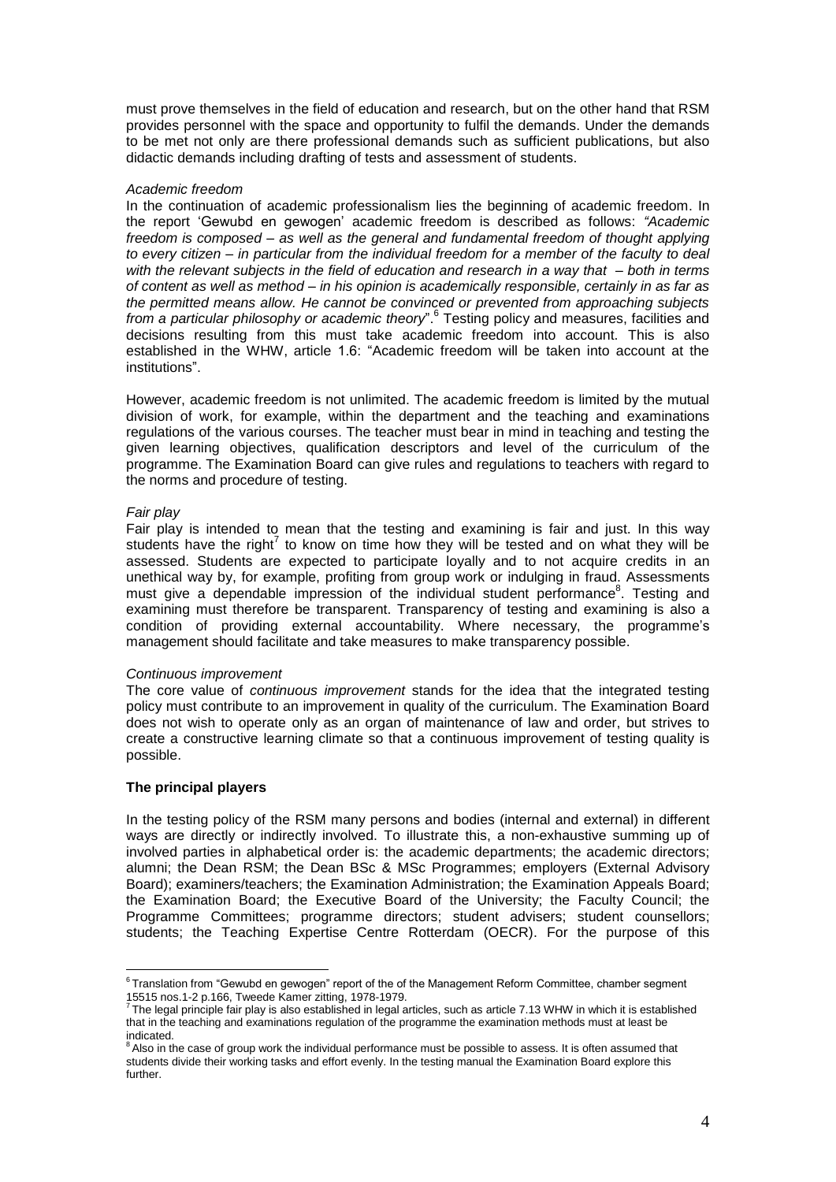must prove themselves in the field of education and research, but on the other hand that RSM provides personnel with the space and opportunity to fulfil the demands. Under the demands to be met not only are there professional demands such as sufficient publications, but also didactic demands including drafting of tests and assessment of students.

*Academic freedom*

In the continuation of academic professionalism lies the beginning of academic freedom. In the report 'Gewubd en gewogen' academic freedom is described as follows: *"Academic freedom is composed – as well as the general and fundamental freedom of thought applying to every citizen – in particular from the individual freedom for a member of the faculty to deal with the relevant subjects in the field of education and research in a way that – both in terms of content as well as method – in his opinion is academically responsible, certainly in as far as the permitted means allow. He cannot be convinced or prevented from approaching subjects from a particular philosophy or academic theory*".[6] Testing policy and measures, facilities and decisions resulting from this must take academic freedom into account. This is also established in the WHW, article 1.6: "Academic freedom will be taken into account at the institutions".

However, academic freedom is not unlimited. The academic freedom is limited by the mutual division of work, for example, within the department and the teaching and examinations regulations of the various courses. The teacher must bear in mind in teaching and testing the given learning objectives, qualification descriptors and level of the curriculum of the programme. The Examination Board can give rules and regulations to teachers with regard to the norms and procedure of testing.

*Fair play*

Fair play is intended to mean that the testing and examining is fair and just. In this way students have the right[7] to know on time how they will be tested and on what they will be assessed. Students are expected to participate loyally and to not acquire credits in an unethical way by, for example, profiting from group work or indulging in fraud. Assessments must give a dependable impression of the individual student performance[8]. Testing and examining must therefore be transparent. Transparency of testing and examining is also a condition of providing external accountability. Where necessary, the programme's management should facilitate and take measures to make transparency possible.

*Continuous improvement*

The core value of *continuous improvement* stands for the idea that the integrated testing policy must contribute to an improvement in quality of the curriculum. The Examination Board does not wish to operate only as an organ of maintenance of law and order, but strives to create a constructive learning climate so that a continuous improvement of testing quality is possible.

**The principal players**

In the testing policy of the RSM many persons and bodies (internal and external) in different ways are directly or indirectly involved. To illustrate this, a non-exhaustive summing up of involved parties in alphabetical order is: the academic departments; the academic directors; alumni; the Dean RSM; the Dean BSc & MSc Programmes; employers (External Advisory Board); examiners/teachers; the Examination Administration; the Examination Appeals Board; the Examination Board; the Executive Board of the University; the Faculty Council; the Programme Committees; programme directors; student advisers; student counsellors; students; the Teaching Expertise Centre Rotterdam (OECR). For the purpose of this

---

[6] Translation from "Gewubd en gewogen" report of the of the Management Reform Committee, chamber segment 15515 nos.1-2 p.166, Tweede Kamer zitting, 1978-1979.

[7] The legal principle fair play is also established in legal articles, such as article 7.13 WHW in which it is established that in the teaching and examinations regulation of the programme the examination methods must at least be indicated.

[8] Also in the case of group work the individual performance must be possible to assess. It is often assumed that students divide their working tasks and effort evenly. In the testing manual the Examination Board explore this further.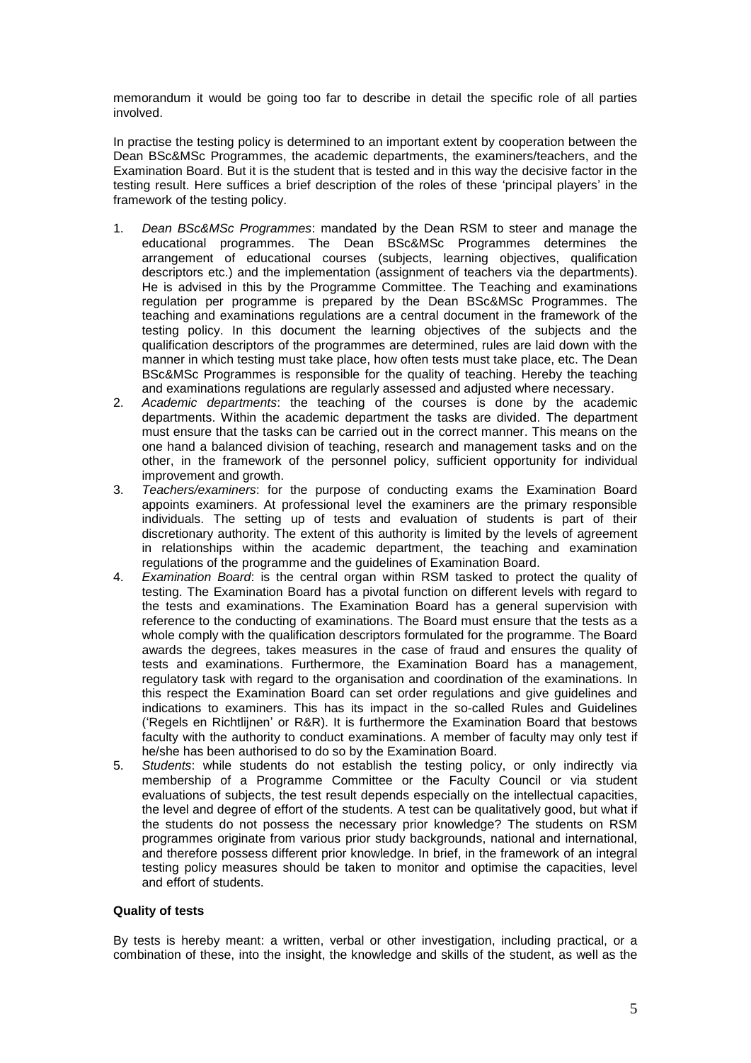memorandum it would be going too far to describe in detail the specific role of all parties involved.

In practise the testing policy is determined to an important extent by cooperation between the Dean BSc&MSc Programmes, the academic departments, the examiners/teachers, and the Examination Board. But it is the student that is tested and in this way the decisive factor in the testing result. Here suffices a brief description of the roles of these 'principal players' in the framework of the testing policy.

1. *Dean BSc&MSc Programmes*: mandated by the Dean RSM to steer and manage the educational programmes. The Dean BSc&MSc Programmes determines the arrangement of educational courses (subjects, learning objectives, qualification descriptors etc.) and the implementation (assignment of teachers via the departments). He is advised in this by the Programme Committee. The Teaching and examinations regulation per programme is prepared by the Dean BSc&MSc Programmes. The teaching and examinations regulations are a central document in the framework of the testing policy. In this document the learning objectives of the subjects and the qualification descriptors of the programmes are determined, rules are laid down with the manner in which testing must take place, how often tests must take place, etc. The Dean BSc&MSc Programmes is responsible for the quality of teaching. Hereby the teaching and examinations regulations are regularly assessed and adjusted where necessary.
2. *Academic departments*: the teaching of the courses is done by the academic departments. Within the academic department the tasks are divided. The department must ensure that the tasks can be carried out in the correct manner. This means on the one hand a balanced division of teaching, research and management tasks and on the other, in the framework of the personnel policy, sufficient opportunity for individual improvement and growth.
3. *Teachers/examiners*: for the purpose of conducting exams the Examination Board appoints examiners. At professional level the examiners are the primary responsible individuals. The setting up of tests and evaluation of students is part of their discretionary authority. The extent of this authority is limited by the levels of agreement in relationships within the academic department, the teaching and examination regulations of the programme and the guidelines of Examination Board.
4. *Examination Board*: is the central organ within RSM tasked to protect the quality of testing. The Examination Board has a pivotal function on different levels with regard to the tests and examinations. The Examination Board has a general supervision with reference to the conducting of examinations. The Board must ensure that the tests as a whole comply with the qualification descriptors formulated for the programme. The Board awards the degrees, takes measures in the case of fraud and ensures the quality of tests and examinations. Furthermore, the Examination Board has a management, regulatory task with regard to the organisation and coordination of the examinations. In this respect the Examination Board can set order regulations and give guidelines and indications to examiners. This has its impact in the so-called Rules and Guidelines ('Regels en Richtlijnen' or R&R). It is furthermore the Examination Board that bestows faculty with the authority to conduct examinations. A member of faculty may only test if he/she has been authorised to do so by the Examination Board.
5. *Students*: while students do not establish the testing policy, or only indirectly via membership of a Programme Committee or the Faculty Council or via student evaluations of subjects, the test result depends especially on the intellectual capacities, the level and degree of effort of the students. A test can be qualitatively good, but what if the students do not possess the necessary prior knowledge? The students on RSM programmes originate from various prior study backgrounds, national and international, and therefore possess different prior knowledge. In brief, in the framework of an integral testing policy measures should be taken to monitor and optimise the capacities, level and effort of students.

**Quality of tests**

By tests is hereby meant: a written, verbal or other investigation, including practical, or a combination of these, into the insight, the knowledge and skills of the student, as well as the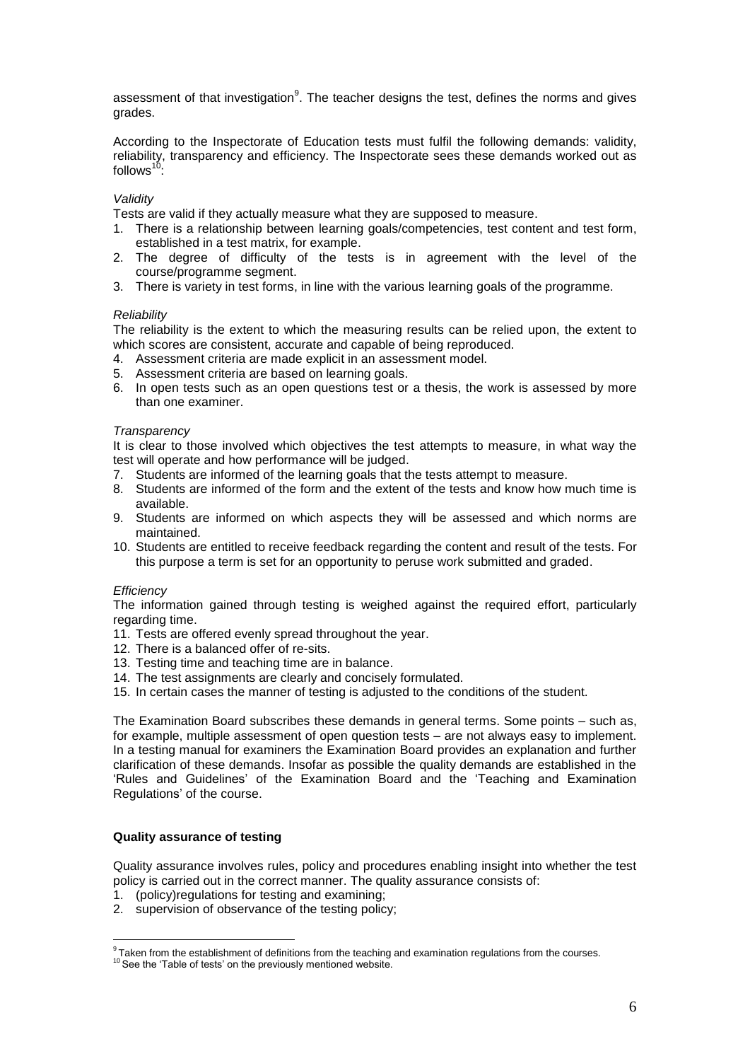assessment of that investigation[9]. The teacher designs the test, defines the norms and gives grades.

According to the Inspectorate of Education tests must fulfil the following demands: validity, reliability, transparency and efficiency. The Inspectorate sees these demands worked out as follows[10]:

*Validity*

Tests are valid if they actually measure what they are supposed to measure.

1. There is a relationship between learning goals/competencies, test content and test form, established in a test matrix, for example.
2. The degree of difficulty of the tests is in agreement with the level of the course/programme segment.
3. There is variety in test forms, in line with the various learning goals of the programme.

*Reliability*

The reliability is the extent to which the measuring results can be relied upon, the extent to which scores are consistent, accurate and capable of being reproduced.

4. Assessment criteria are made explicit in an assessment model.
5. Assessment criteria are based on learning goals.
6. In open tests such as an open questions test or a thesis, the work is assessed by more than one examiner.

*Transparency*

It is clear to those involved which objectives the test attempts to measure, in what way the test will operate and how performance will be judged.

7. Students are informed of the learning goals that the tests attempt to measure.
8. Students are informed of the form and the extent of the tests and know how much time is available.
9. Students are informed on which aspects they will be assessed and which norms are maintained.
10. Students are entitled to receive feedback regarding the content and result of the tests. For this purpose a term is set for an opportunity to peruse work submitted and graded.

*Efficiency*

The information gained through testing is weighed against the required effort, particularly regarding time.

11. Tests are offered evenly spread throughout the year.
12. There is a balanced offer of re-sits.
13. Testing time and teaching time are in balance.
14. The test assignments are clearly and concisely formulated.
15. In certain cases the manner of testing is adjusted to the conditions of the student.

The Examination Board subscribes these demands in general terms. Some points – such as, for example, multiple assessment of open question tests – are not always easy to implement. In a testing manual for examiners the Examination Board provides an explanation and further clarification of these demands. Insofar as possible the quality demands are established in the 'Rules and Guidelines' of the Examination Board and the 'Teaching and Examination Regulations' of the course.

**Quality assurance of testing**

Quality assurance involves rules, policy and procedures enabling insight into whether the test policy is carried out in the correct manner. The quality assurance consists of:

1. (policy)regulations for testing and examining;
2. supervision of observance of the testing policy;

[9] Taken from the establishment of definitions from the teaching and examination regulations from the courses.

[10] See the 'Table of tests' on the previously mentioned website.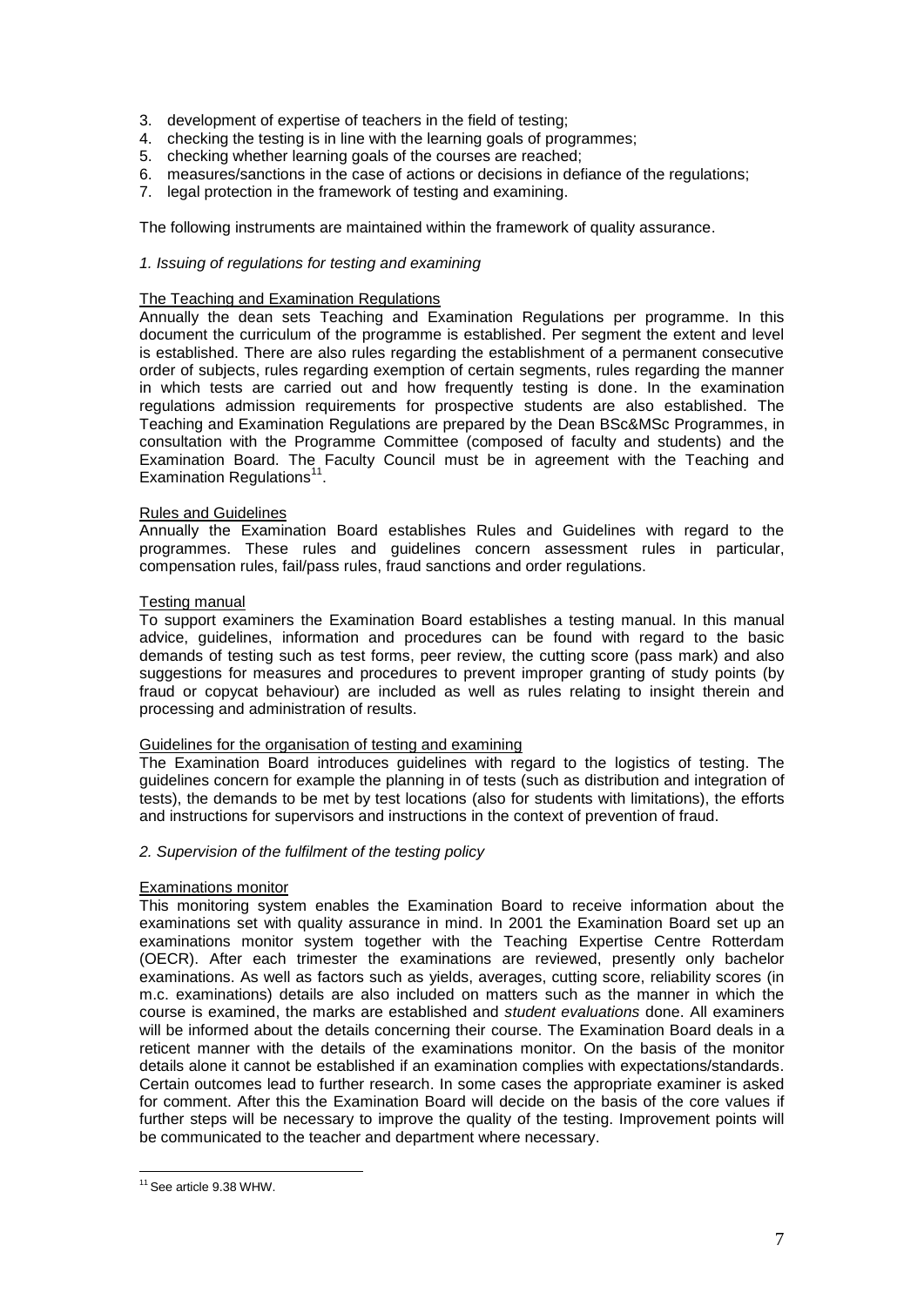3. development of expertise of teachers in the field of testing;
4. checking the testing is in line with the learning goals of programmes;
5. checking whether learning goals of the courses are reached;
6. measures/sanctions in the case of actions or decisions in defiance of the regulations;
7. legal protection in the framework of testing and examining.

The following instruments are maintained within the framework of quality assurance.

*1. Issuing of regulations for testing and examining*

The Teaching and Examination Regulations

Annually the dean sets Teaching and Examination Regulations per programme. In this document the curriculum of the programme is established. Per segment the extent and level is established. There are also rules regarding the establishment of a permanent consecutive order of subjects, rules regarding exemption of certain segments, rules regarding the manner in which tests are carried out and how frequently testing is done. In the examination regulations admission requirements for prospective students are also established. The Teaching and Examination Regulations are prepared by the Dean BSc&MSc Programmes, in consultation with the Programme Committee (composed of faculty and students) and the Examination Board. The Faculty Council must be in agreement with the Teaching and Examination Regulations[11].

Rules and Guidelines

Annually the Examination Board establishes Rules and Guidelines with regard to the programmes. These rules and guidelines concern assessment rules in particular, compensation rules, fail/pass rules, fraud sanctions and order regulations.

Testing manual

To support examiners the Examination Board establishes a testing manual. In this manual advice, guidelines, information and procedures can be found with regard to the basic demands of testing such as test forms, peer review, the cutting score (pass mark) and also suggestions for measures and procedures to prevent improper granting of study points (by fraud or copycat behaviour) are included as well as rules relating to insight therein and processing and administration of results.

Guidelines for the organisation of testing and examining

The Examination Board introduces guidelines with regard to the logistics of testing. The guidelines concern for example the planning in of tests (such as distribution and integration of tests), the demands to be met by test locations (also for students with limitations), the efforts and instructions for supervisors and instructions in the context of prevention of fraud.

*2. Supervision of the fulfilment of the testing policy*

Examinations monitor

This monitoring system enables the Examination Board to receive information about the examinations set with quality assurance in mind. In 2001 the Examination Board set up an examinations monitor system together with the Teaching Expertise Centre Rotterdam (OECR). After each trimester the examinations are reviewed, presently only bachelor examinations. As well as factors such as yields, averages, cutting score, reliability scores (in m.c. examinations) details are also included on matters such as the manner in which the course is examined, the marks are established and *student evaluations* done. All examiners will be informed about the details concerning their course. The Examination Board deals in a reticent manner with the details of the examinations monitor. On the basis of the monitor details alone it cannot be established if an examination complies with expectations/standards. Certain outcomes lead to further research. In some cases the appropriate examiner is asked for comment. After this the Examination Board will decide on the basis of the core values if further steps will be necessary to improve the quality of the testing. Improvement points will be communicated to the teacher and department where necessary.

[11] See article 9.38 WHW.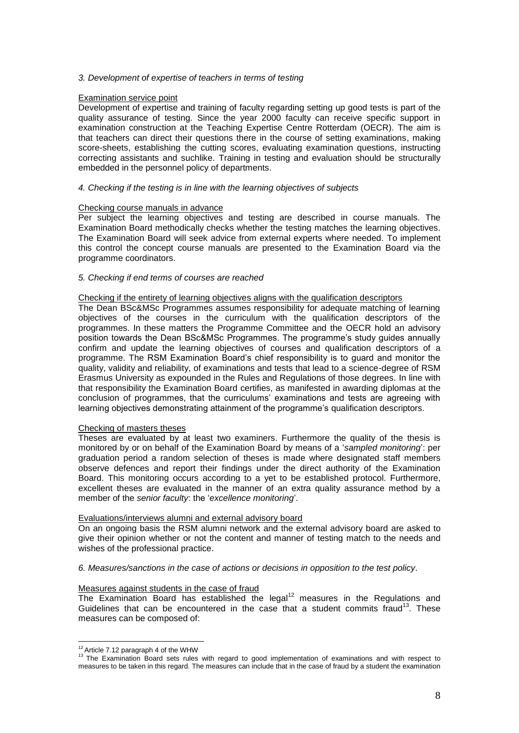*3. Development of expertise of teachers in terms of testing*

Examination service point

Development of expertise and training of faculty regarding setting up good tests is part of the quality assurance of testing. Since the year 2000 faculty can receive specific support in examination construction at the Teaching Expertise Centre Rotterdam (OECR). The aim is that teachers can direct their questions there in the course of setting examinations, making score-sheets, establishing the cutting scores, evaluating examination questions, instructing correcting assistants and suchlike. Training in testing and evaluation should be structurally embedded in the personnel policy of departments.

*4. Checking if the testing is in line with the learning objectives of subjects*

Checking course manuals in advance

Per subject the learning objectives and testing are described in course manuals. The Examination Board methodically checks whether the testing matches the learning objectives. The Examination Board will seek advice from external experts where needed. To implement this control the concept course manuals are presented to the Examination Board via the programme coordinators.

*5. Checking if end terms of courses are reached*

Checking if the entirety of learning objectives aligns with the qualification descriptors

The Dean BSc&MSc Programmes assumes responsibility for adequate matching of learning objectives of the courses in the curriculum with the qualification descriptors of the programmes. In these matters the Programme Committee and the OECR hold an advisory position towards the Dean BSc&MSc Programmes. The programme's study guides annually confirm and update the learning objectives of courses and qualification descriptors of a programme. The RSM Examination Board's chief responsibility is to guard and monitor the quality, validity and reliability, of examinations and tests that lead to a science-degree of RSM Erasmus University as expounded in the Rules and Regulations of those degrees. In line with that responsibility the Examination Board certifies, as manifested in awarding diplomas at the conclusion of programmes, that the curriculums' examinations and tests are agreeing with learning objectives demonstrating attainment of the programme's qualification descriptors.

Checking of masters theses

Theses are evaluated by at least two examiners. Furthermore the quality of the thesis is monitored by or on behalf of the Examination Board by means of a '*sampled monitoring*': per graduation period a random selection of theses is made where designated staff members observe defences and report their findings under the direct authority of the Examination Board. This monitoring occurs according to a yet to be established protocol. Furthermore, excellent theses are evaluated in the manner of an extra quality assurance method by a member of the *senior faculty*: the '*excellence monitoring*'.

Evaluations/interviews alumni and external advisory board

On an ongoing basis the RSM alumni network and the external advisory board are asked to give their opinion whether or not the content and manner of testing match to the needs and wishes of the professional practice.

*6. Measures/sanctions in the case of actions or decisions in opposition to the test policy.*

Measures against students in the case of fraud

The Examination Board has established the legal[12] measures in the Regulations and Guidelines that can be encountered in the case that a student commits fraud[13]. These measures can be composed of:

---

[12] Article 7.12 paragraph 4 of the WHW

[13] The Examination Board sets rules with regard to good implementation of examinations and with respect to measures to be taken in this regard. The measures can include that in the case of fraud by a student the examination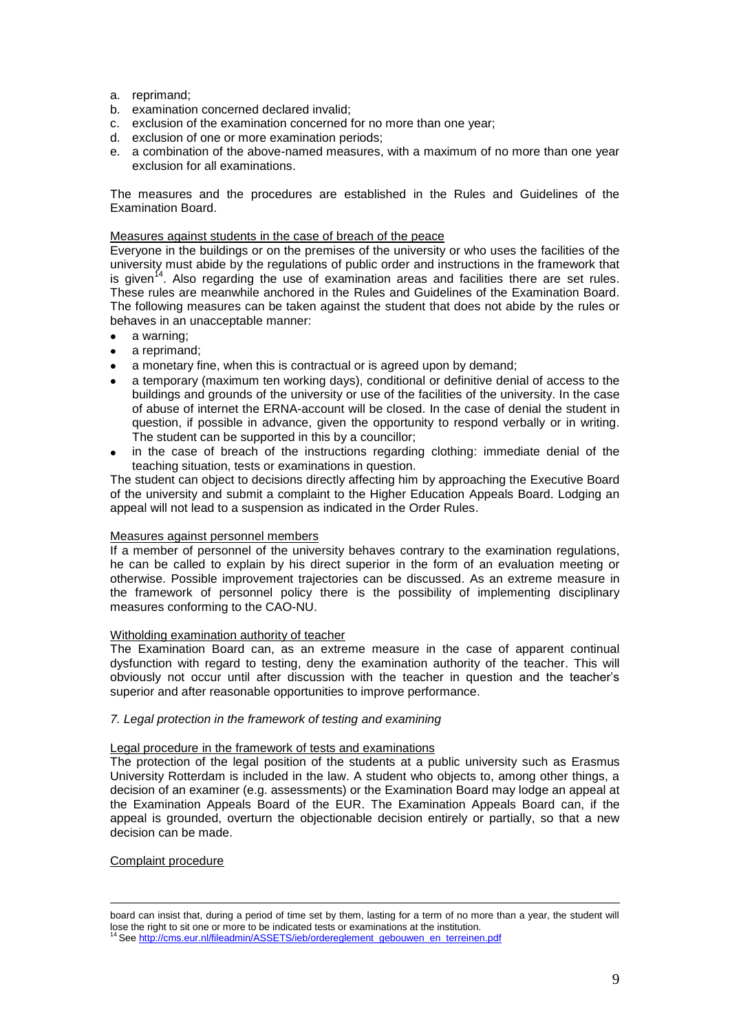a. reprimand;
b. examination concerned declared invalid;
c. exclusion of the examination concerned for no more than one year;
d. exclusion of one or more examination periods;
e. a combination of the above-named measures, with a maximum of no more than one year exclusion for all examinations.

The measures and the procedures are established in the Rules and Guidelines of the Examination Board.

Measures against students in the case of breach of the peace

Everyone in the buildings or on the premises of the university or who uses the facilities of the university must abide by the regulations of public order and instructions in the framework that is given[14]. Also regarding the use of examination areas and facilities there are set rules. These rules are meanwhile anchored in the Rules and Guidelines of the Examination Board. The following measures can be taken against the student that does not abide by the rules or behaves in an unacceptable manner:

- a warning;
- a reprimand;
- a monetary fine, when this is contractual or is agreed upon by demand;
- a temporary (maximum ten working days), conditional or definitive denial of access to the buildings and grounds of the university or use of the facilities of the university. In the case of abuse of internet the ERNA-account will be closed. In the case of denial the student in question, if possible in advance, given the opportunity to respond verbally or in writing. The student can be supported in this by a councillor;
- in the case of breach of the instructions regarding clothing: immediate denial of the teaching situation, tests or examinations in question.

The student can object to decisions directly affecting him by approaching the Executive Board of the university and submit a complaint to the Higher Education Appeals Board. Lodging an appeal will not lead to a suspension as indicated in the Order Rules.

Measures against personnel members

If a member of personnel of the university behaves contrary to the examination regulations, he can be called to explain by his direct superior in the form of an evaluation meeting or otherwise. Possible improvement trajectories can be discussed. As an extreme measure in the framework of personnel policy there is the possibility of implementing disciplinary measures conforming to the CAO-NU.

Witholding examination authority of teacher

The Examination Board can, as an extreme measure in the case of apparent continual dysfunction with regard to testing, deny the examination authority of the teacher. This will obviously not occur until after discussion with the teacher in question and the teacher's superior and after reasonable opportunities to improve performance.

*7. Legal protection in the framework of testing and examining*

Legal procedure in the framework of tests and examinations

The protection of the legal position of the students at a public university such as Erasmus University Rotterdam is included in the law. A student who objects to, among other things, a decision of an examiner (e.g. assessments) or the Examination Board may lodge an appeal at the Examination Appeals Board of the EUR. The Examination Appeals Board can, if the appeal is grounded, overturn the objectionable decision entirely or partially, so that a new decision can be made.

Complaint procedure

---

board can insist that, during a period of time set by them, lasting for a term of no more than a year, the student will lose the right to sit one or more to be indicated tests or examinations at the institution.

[14] See http://cms.eur.nl/fileadmin/ASSETS/ieb/ordereglement_gebouwen_en_terreinen.pdf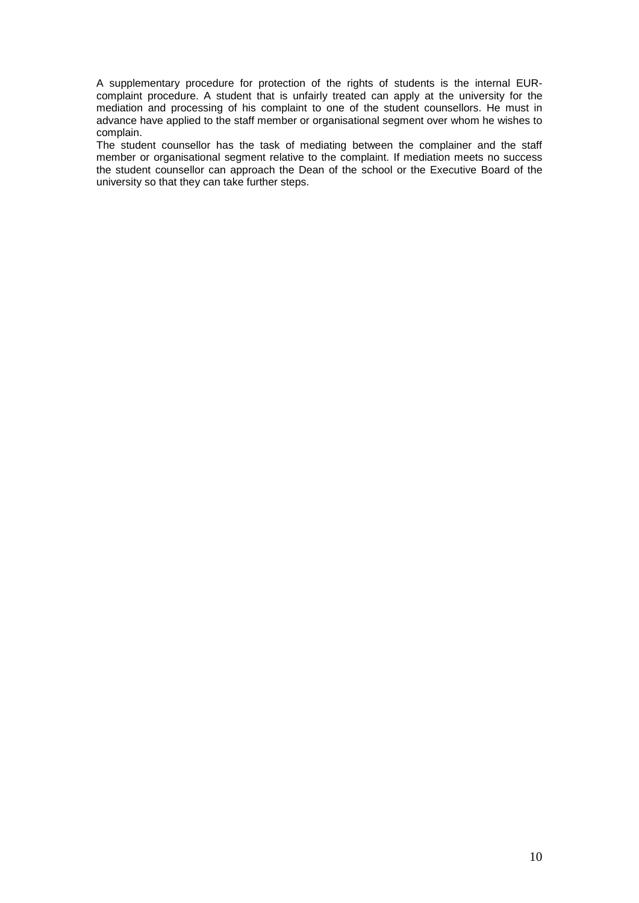A supplementary procedure for protection of the rights of students is the internal EUR-complaint procedure. A student that is unfairly treated can apply at the university for the mediation and processing of his complaint to one of the student counsellors. He must in advance have applied to the staff member or organisational segment over whom he wishes to complain.

The student counsellor has the task of mediating between the complainer and the staff member or organisational segment relative to the complaint. If mediation meets no success the student counsellor can approach the Dean of the school or the Executive Board of the university so that they can take further steps.